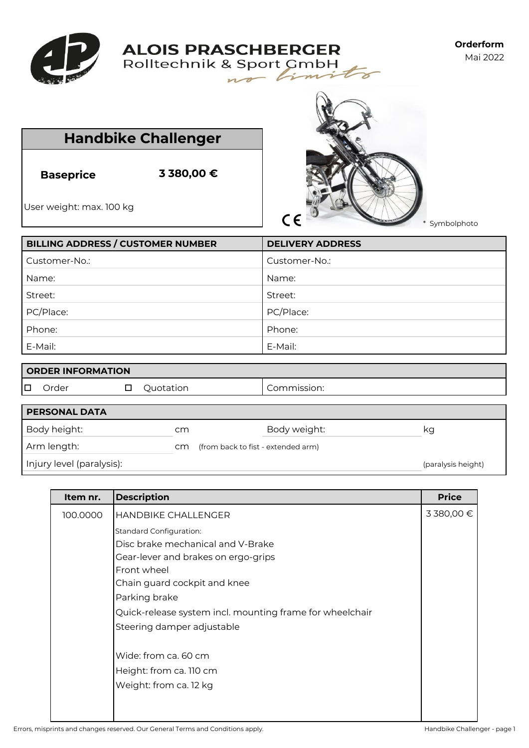**ALOIS PRASCHBERGER**
Rolltechnik & Sport GmbH
*no limits*

**Orderform**
Mai 2022

# Handbike Challenger

| **Baseprice** | **3 380,00 €** |
|---|---|

User weight: max. 100 kg

CE

\* Symbolphoto

| BILLING ADDRESS / CUSTOMER NUMBER | DELIVERY ADDRESS |
|---|---|
| Customer-No.: | Customer-No.: |
| Name: | Name: |
| Street: | Street: |
| PC/Place: | PC/Place: |
| Phone: | Phone: |
| E-Mail: | E-Mail: |

| ORDER INFORMATION | | |
|---|---|---|
| ☐ Order | ☐ Quotation | Commission: |

| PERSONAL DATA | | | |
|---|---|---|---|
| Body height: | cm | Body weight: | kg |
| Arm length: | cm (from back to fist - extended arm) | | |
| Injury level (paralysis): | | | (paralysis height) |

| Item nr. | Description | Price |
|---|---|---|
| 100.0000 | HANDBIKE CHALLENGER<br>Standard Configuration:<br>Disc brake mechanical and V-Brake<br>Gear-lever and brakes on ergo-grips<br>Front wheel<br>Chain guard cockpit and knee<br>Parking brake<br>Quick-release system incl. mounting frame for wheelchair<br>Steering damper adjustable<br><br>Wide: from ca. 60 cm<br>Height: from ca. 110 cm<br>Weight: from ca. 12 kg | 3 380,00 € |

Errors, misprints and changes reserved. Our General Terms and Conditions apply.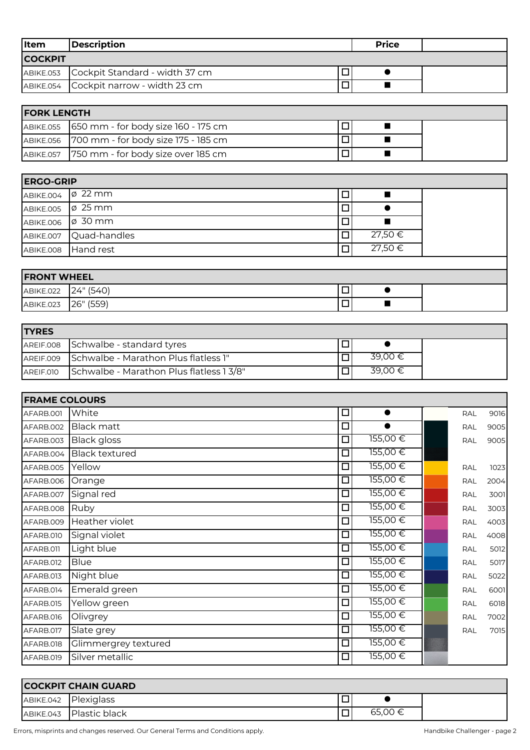| Item | Description | | Price | |
|---|---|---|---|---|
| **COCKPIT** | | | | |
| ABIKE.053 | Cockpit Standard - width 37 cm | ☐ | ● | |
| ABIKE.054 | Cockpit narrow - width 23 cm | ☐ | ■ | |

| **FORK LENGTH** | | | | |
|---|---|---|---|---|
| ABIKE.055 | 650 mm - for body size 160 - 175 cm | ☐ | ■ | |
| ABIKE.056 | 700 mm - for body size 175 - 185 cm | ☐ | ■ | |
| ABIKE.057 | 750 mm - for body size over 185 cm | ☐ | ■ | |

| **ERGO-GRIP** | | | | |
|---|---|---|---|---|
| ABIKE.004 | ø 22 mm | ☐ | ■ | |
| ABIKE.005 | ø 25 mm | ☐ | ● | |
| ABIKE.006 | ø 30 mm | ☐ | ■ | |
| ABIKE.007 | Quad-handles | ☐ | 27,50 € | |
| ABIKE.008 | Hand rest | ☐ | 27,50 € | |

| **FRONT WHEEL** | | | | |
|---|---|---|---|---|
| ABIKE.022 | 24" (540) | ☐ | ● | |
| ABIKE.023 | 26" (559) | ☐ | ■ | |

| **TYRES** | | | | |
|---|---|---|---|---|
| AREIF.008 | Schwalbe - standard tyres | ☐ | ● | |
| AREIF.009 | Schwalbe - Marathon Plus flatless 1" | ☐ | 39,00 € | |
| AREIF.010 | Schwalbe - Marathon Plus flatless 1 3/8" | ☐ | 39,00 € | |

| **FRAME COLOURS** | | | | | | |
|---|---|---|---|---|---|---|
| AFARB.001 | White | ☐ | ● | | RAL | 9016 |
| AFARB.002 | Black matt | ☐ | ● | | RAL | 9005 |
| AFARB.003 | Black gloss | ☐ | 155,00 € | | RAL | 9005 |
| AFARB.004 | Black textured | ☐ | 155,00 € | | | |
| AFARB.005 | Yellow | ☐ | 155,00 € | | RAL | 1023 |
| AFARB.006 | Orange | ☐ | 155,00 € | | RAL | 2004 |
| AFARB.007 | Signal red | ☐ | 155,00 € | | RAL | 3001 |
| AFARB.008 | Ruby | ☐ | 155,00 € | | RAL | 3003 |
| AFARB.009 | Heather violet | ☐ | 155,00 € | | RAL | 4003 |
| AFARB.010 | Signal violet | ☐ | 155,00 € | | RAL | 4008 |
| AFARB.011 | Light blue | ☐ | 155,00 € | | RAL | 5012 |
| AFARB.012 | Blue | ☐ | 155,00 € | | RAL | 5017 |
| AFARB.013 | Night blue | ☐ | 155,00 € | | RAL | 5022 |
| AFARB.014 | Emerald green | ☐ | 155,00 € | | RAL | 6001 |
| AFARB.015 | Yellow green | ☐ | 155,00 € | | RAL | 6018 |
| AFARB.016 | Olivgrey | ☐ | 155,00 € | | RAL | 7002 |
| AFARB.017 | Slate grey | ☐ | 155,00 € | | RAL | 7015 |
| AFARB.018 | Glimmergrey textured | ☐ | 155,00 € | | | |
| AFARB.019 | Silver metallic | ☐ | 155,00 € | | | |

| **COCKPIT CHAIN GUARD** | | | | |
|---|---|---|---|---|
| ABIKE.042 | Plexiglass | ☐ | ● | |
| ABIKE.043 | Plastic black | ☐ | 65,00 € | |

Errors, misprints and changes reserved. Our General Terms and Conditions apply.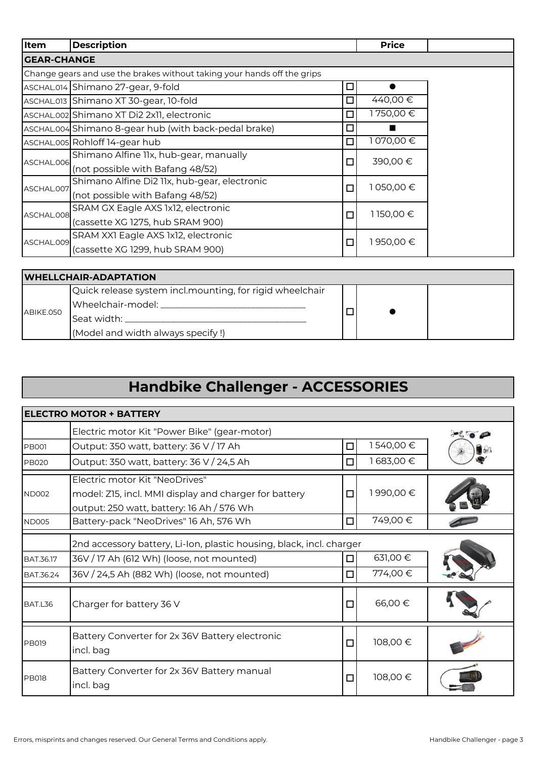| Item | Description | | Price | |
|---|---|---|---|---|
| **GEAR-CHANGE** | | | | |
| Change gears and use the brakes without taking your hands off the grips | | | | |
| ASCHAL.014 | Shimano 27-gear, 9-fold | ☐ | ● | |
| ASCHAL.013 | Shimano XT 30-gear, 10-fold | ☐ | 440,00 € | |
| ASCHAL.002 | Shimano XT Di2 2x11, electronic | ☐ | 1 750,00 € | |
| ASCHAL.004 | Shimano 8-gear hub (with back-pedal brake) | ☐ | ■ | |
| ASCHAL.005 | Rohloff 14-gear hub | ☐ | 1 070,00 € | |
| ASCHAL.006 | Shimano Alfine 11x, hub-gear, manually (not possible with Bafang 48/52) | ☐ | 390,00 € | |
| ASCHAL.007 | Shimano Alfine Di2 11x, hub-gear, electronic (not possible with Bafang 48/52) | ☐ | 1 050,00 € | |
| ASCHAL.008 | SRAM GX Eagle AXS 1x12, electronic (cassette XG 1275, hub SRAM 900) | ☐ | 1 150,00 € | |
| ASCHAL.009 | SRAM XX1 Eagle AXS 1x12, electronic (cassette XG 1299, hub SRAM 900) | ☐ | 1 950,00 € | |

| **WHELLCHAIR-ADAPTATION** | | | | |
|---|---|---|---|---|
| ABIKE.050 | Quick release system incl.mounting, for rigid wheelchair<br>Wheelchair-model: ______________________<br>Seat width: ______________________<br>(Model and width always specify !) | ☐ | ● | |

# Handbike Challenger - ACCESSORIES

| **ELECTRO MOTOR + BATTERY** | | | | |
|---|---|---|---|---|
| | Electric motor Kit "Power Bike" (gear-motor) | | | |
| PB001 | Output: 350 watt, battery: 36 V / 17 Ah | ☐ | 1 540,00 € | |
| PB020 | Output: 350 watt, battery: 36 V / 24,5 Ah | ☐ | 1 683,00 € | |
| ND002 | Electric motor Kit "NeoDrives"<br>model: Z15, incl. MMI display and charger for battery<br>output: 250 watt, battery: 16 Ah / 576 Wh | ☐ | 1 990,00 € | |
| ND005 | Battery-pack "NeoDrives" 16 Ah, 576 Wh | ☐ | 749,00 € | |
| | 2nd accessory battery, Li-Ion, plastic housing, black, incl. charger | | | |
| BAT.36.17 | 36V / 17 Ah (612 Wh) (loose, not mounted) | ☐ | 631,00 € | |
| BAT.36.24 | 36V / 24,5 Ah (882 Wh) (loose, not mounted) | ☐ | 774,00 € | |
| BAT.L36 | Charger for battery 36 V | ☐ | 66,00 € | |
| PB019 | Battery Converter for 2x 36V Battery electronic incl. bag | ☐ | 108,00 € | |
| PB018 | Battery Converter for 2x 36V Battery manual incl. bag | ☐ | 108,00 € | |

Errors, misprints and changes reserved. Our General Terms and Conditions apply.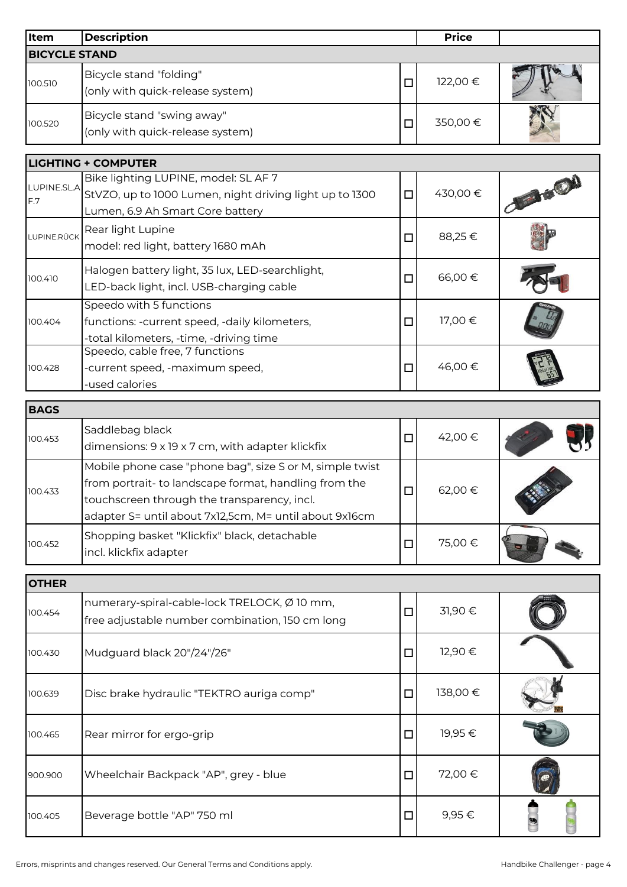| Item | Description | | Price | |
|---|---|---|---|---|
| **BICYCLE STAND** | | | | |
| 100.510 | Bicycle stand "folding"<br>(only with quick-release system) | ☐ | 122,00 € | |
| 100.520 | Bicycle stand "swing away"<br>(only with quick-release system) | ☐ | 350,00 € | |

| **LIGHTING + COMPUTER** | | | | |
|---|---|---|---|---|
| LUPINE.SLAF.7 | Bike lighting LUPINE, model: SL AF 7<br>StVZO, up to 1000 Lumen, night driving light up to 1300 Lumen, 6.9 Ah Smart Core battery | ☐ | 430,00 € | |
| LUPINE.RÜCK | Rear light Lupine<br>model: red light, battery 1680 mAh | ☐ | 88,25 € | |
| 100.410 | Halogen battery light, 35 lux, LED-searchlight,<br>LED-back light, incl. USB-charging cable | ☐ | 66,00 € | |
| 100.404 | Speedo with 5 functions<br>functions: -current speed, -daily kilometers,<br>-total kilometers, -time, -driving time | ☐ | 17,00 € | |
| 100.428 | Speedo, cable free, 7 functions<br>-current speed, -maximum speed,<br>-used calories | ☐ | 46,00 € | |

| **BAGS** | | | | |
|---|---|---|---|---|
| 100.453 | Saddlebag black<br>dimensions: 9 x 19 x 7 cm, with adapter klickfix | ☐ | 42,00 € | |
| 100.433 | Mobile phone case "phone bag", size S or M, simple twist from portrait- to landscape format, handling from the touchscreen through the transparency, incl. adapter S= until about 7x12,5cm, M= until about 9x16cm | ☐ | 62,00 € | |
| 100.452 | Shopping basket "Klickfix" black, detachable<br>incl. klickfix adapter | ☐ | 75,00 € | |

| **OTHER** | | | | |
|---|---|---|---|---|
| 100.454 | numerary-spiral-cable-lock TRELOCK, Ø 10 mm,<br>free adjustable number combination, 150 cm long | ☐ | 31,90 € | |
| 100.430 | Mudguard black 20"/24"/26" | ☐ | 12,90 € | |
| 100.639 | Disc brake hydraulic "TEKTRO auriga comp" | ☐ | 138,00 € | |
| 100.465 | Rear mirror for ergo-grip | ☐ | 19,95 € | |
| 900.900 | Wheelchair Backpack "AP", grey - blue | ☐ | 72,00 € | |
| 100.405 | Beverage bottle "AP" 750 ml | ☐ | 9,95 € | |

Errors, misprints and changes reserved. Our General Terms and Conditions apply.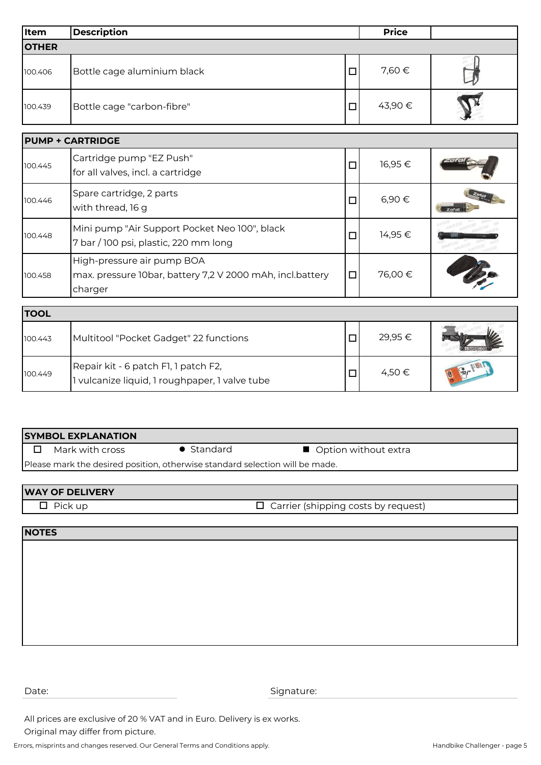| Item | Description | | Price | |
|---|---|---|---|---|
| **OTHER** | | | | |
| 100.406 | Bottle cage aluminium black | ☐ | 7,60 € | |
| 100.439 | Bottle cage "carbon-fibre" | ☐ | 43,90 € | |
| **PUMP + CARTRIDGE** | | | | |
| 100.445 | Cartridge pump "EZ Push"<br>for all valves, incl. a cartridge | ☐ | 16,95 € | |
| 100.446 | Spare cartridge, 2 parts<br>with thread, 16 g | ☐ | 6,90 € | |
| 100.448 | Mini pump "Air Support Pocket Neo 100", black<br>7 bar / 100 psi, plastic, 220 mm long | ☐ | 14,95 € | |
| 100.458 | High-pressure air pump BOA<br>max. pressure 10bar, battery 7,2 V 2000 mAh, incl.battery charger | ☐ | 76,00 € | |
| **TOOL** | | | | |
| 100.443 | Multitool "Pocket Gadget" 22 functions | ☐ | 29,95 € | |
| 100.449 | Repair kit - 6 patch F1, 1 patch F2,<br>1 vulcanize liquid, 1 roughpaper, 1 valve tube | ☐ | 4,50 € | |

**SYMBOL EXPLANATION**

☐ Mark with cross ● Standard ■ Option without extra

Please mark the desired position, otherwise standard selection will be made.

**WAY OF DELIVERY**

☐ Pick up ☐ Carrier (shipping costs by request)

**NOTES**

Date: Signature:

All prices are exclusive of 20 % VAT and in Euro. Delivery is ex works.

Original may differ from picture.

Errors, misprints and changes reserved. Our General Terms and Conditions apply.